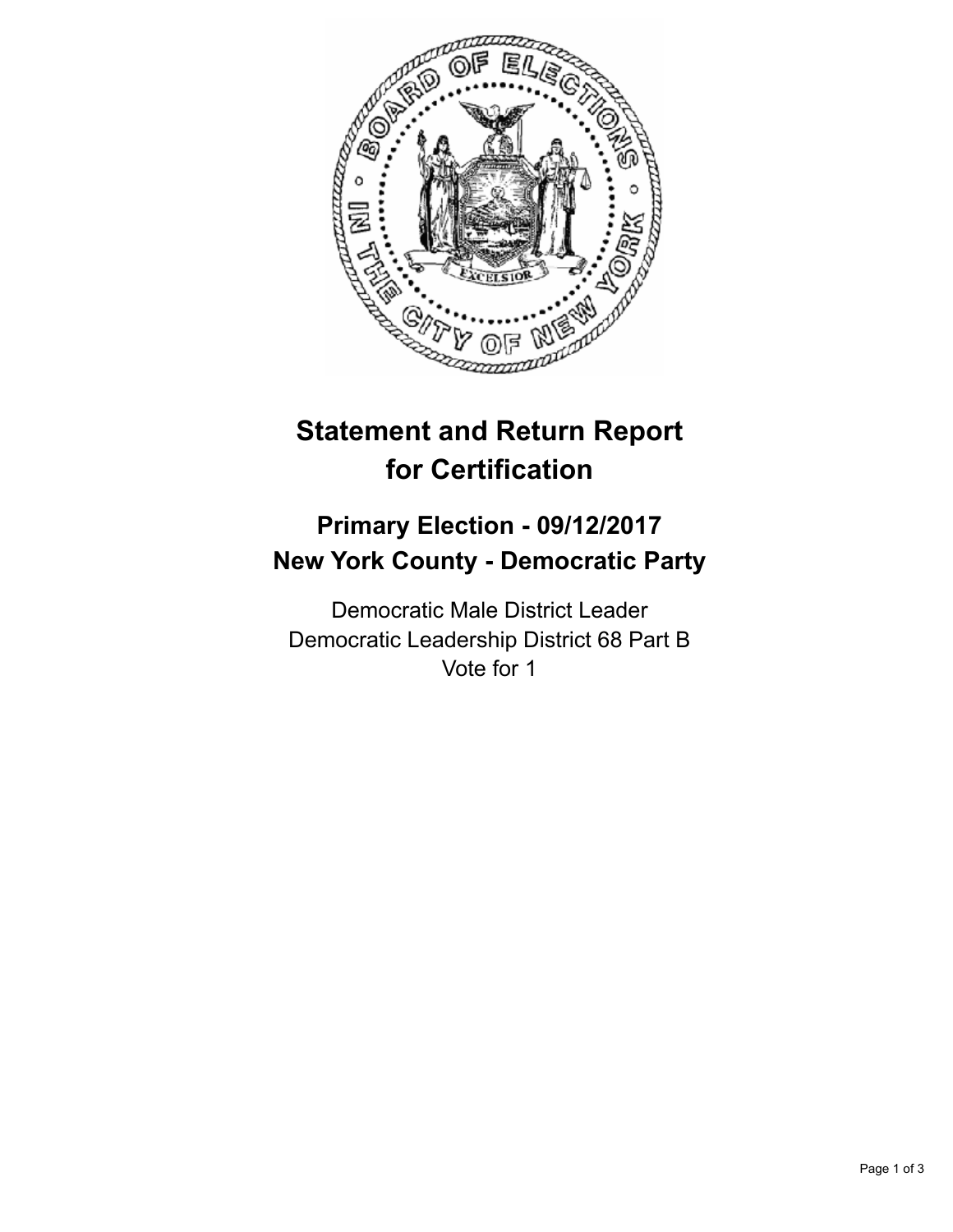# Statement and Return Report for Certification

## Primary Election - 09/12/2017
## New York County - Democratic Party

Democratic Male District Leader
Democratic Leadership District 68 Part B
Vote for 1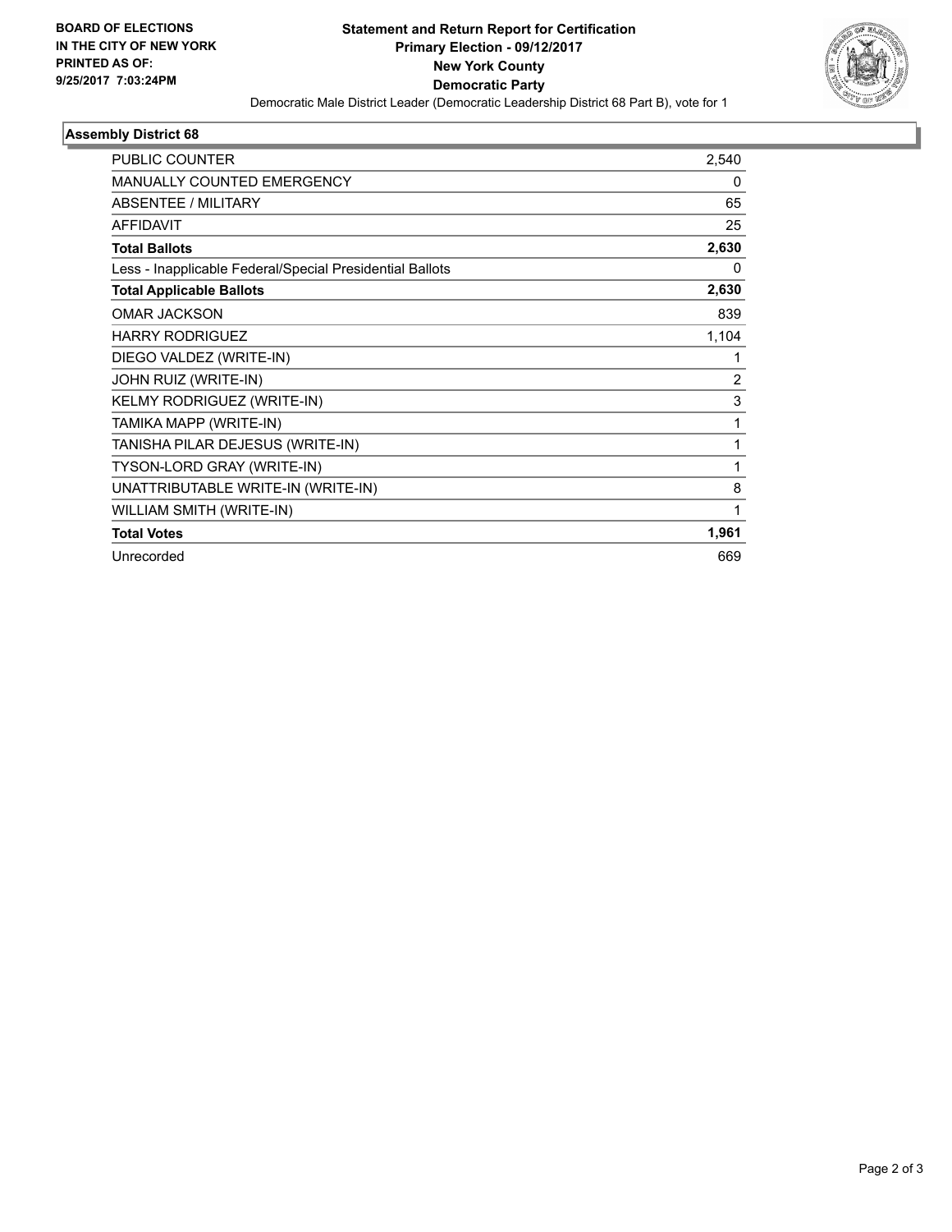**BOARD OF ELECTIONS IN THE CITY OF NEW YORK PRINTED AS OF: 9/25/2017 7:03:24PM**

**Statement and Return Report for Certification**
**Primary Election - 09/12/2017**
**New York County**
**Democratic Party**

Democratic Male District Leader (Democratic Leadership District 68 Part B), vote for 1

### Assembly District 68

| | |
|---|---|
| PUBLIC COUNTER | 2,540 |
| MANUALLY COUNTED EMERGENCY | 0 |
| ABSENTEE / MILITARY | 65 |
| AFFIDAVIT | 25 |
| **Total Ballots** | **2,630** |
| Less - Inapplicable Federal/Special Presidential Ballots | 0 |
| **Total Applicable Ballots** | **2,630** |
| OMAR JACKSON | 839 |
| HARRY RODRIGUEZ | 1,104 |
| DIEGO VALDEZ (WRITE-IN) | 1 |
| JOHN RUIZ (WRITE-IN) | 2 |
| KELMY RODRIGUEZ (WRITE-IN) | 3 |
| TAMIKA MAPP (WRITE-IN) | 1 |
| TANISHA PILAR DEJESUS (WRITE-IN) | 1 |
| TYSON-LORD GRAY (WRITE-IN) | 1 |
| UNATTRIBUTABLE WRITE-IN (WRITE-IN) | 8 |
| WILLIAM SMITH (WRITE-IN) | 1 |
| **Total Votes** | **1,961** |
| Unrecorded | 669 |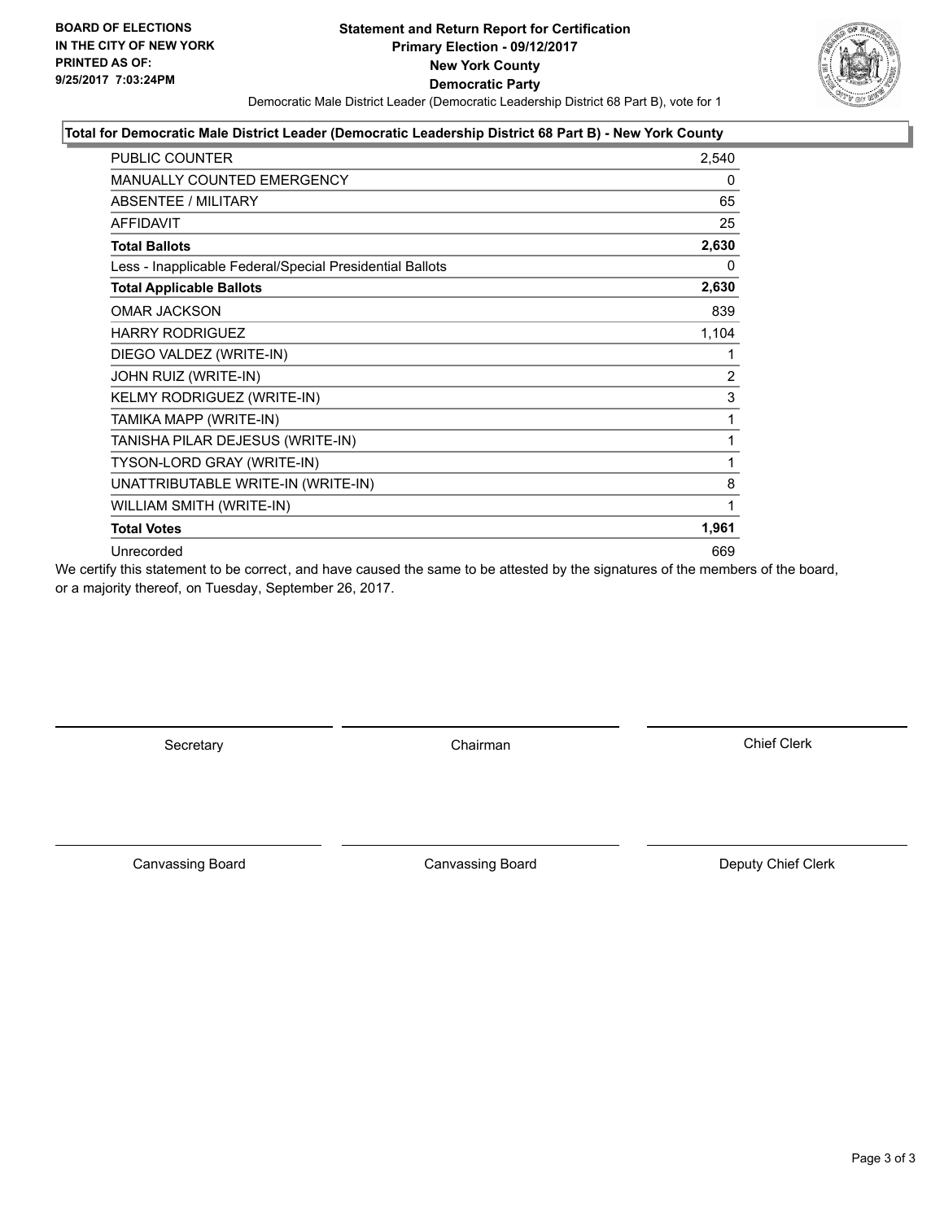**BOARD OF ELECTIONS IN THE CITY OF NEW YORK PRINTED AS OF: 9/25/2017 7:03:24PM**

**Statement and Return Report for Certification**
**Primary Election - 09/12/2017**
**New York County**
**Democratic Party**

Democratic Male District Leader (Democratic Leadership District 68 Part B), vote for 1

**Total for Democratic Male District Leader (Democratic Leadership District 68 Part B) - New York County**

| | |
|---|---|
| PUBLIC COUNTER | 2,540 |
| MANUALLY COUNTED EMERGENCY | 0 |
| ABSENTEE / MILITARY | 65 |
| AFFIDAVIT | 25 |
| **Total Ballots** | **2,630** |
| Less - Inapplicable Federal/Special Presidential Ballots | 0 |
| **Total Applicable Ballots** | **2,630** |
| OMAR JACKSON | 839 |
| HARRY RODRIGUEZ | 1,104 |
| DIEGO VALDEZ (WRITE-IN) | 1 |
| JOHN RUIZ (WRITE-IN) | 2 |
| KELMY RODRIGUEZ (WRITE-IN) | 3 |
| TAMIKA MAPP (WRITE-IN) | 1 |
| TANISHA PILAR DEJESUS (WRITE-IN) | 1 |
| TYSON-LORD GRAY (WRITE-IN) | 1 |
| UNATTRIBUTABLE WRITE-IN (WRITE-IN) | 8 |
| WILLIAM SMITH (WRITE-IN) | 1 |
| **Total Votes** | **1,961** |
| Unrecorded | 669 |

We certify this statement to be correct, and have caused the same to be attested by the signatures of the members of the board, or a majority thereof, on Tuesday, September 26, 2017.

Secretary

Chairman

Chief Clerk

Canvassing Board

Canvassing Board

Deputy Chief Clerk